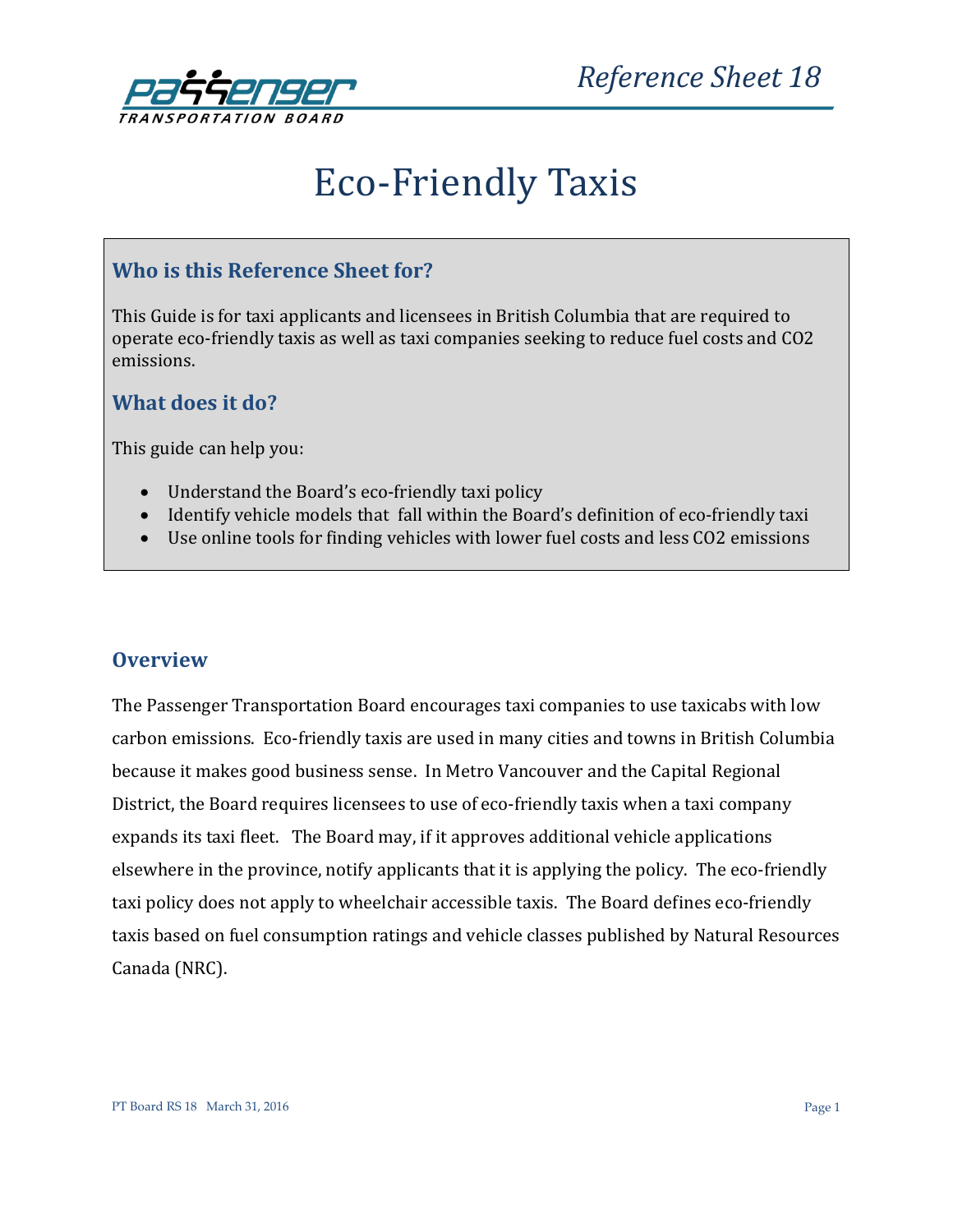# Eco-Friendly Taxis

## Who is this Reference Sheet for?

This Guide is for taxi applicants and licensees in British Columbia that are required to operate eco-friendly taxis as well as taxi companies seeking to reduce fuel costs and $CO_2$ emissions.

## What does it do?

This guide can help you:

- Understand the Board's eco-friendly taxi policy
- Identify vehicle models that fall within the Board's definition of eco-friendly taxi
- Use online tools for finding vehicles with lower fuel costs and less $CO_2$ emissions

## Overview

The Passenger Transportation Board encourages taxi companies to use taxicabs with low carbon emissions. Eco-friendly taxis are used in many cities and towns in British Columbia because it makes good business sense. In Metro Vancouver and the Capital Regional District, the Board requires licensees to use of eco-friendly taxis when a taxi company expands its taxi fleet. The Board may, if it approves additional vehicle applications elsewhere in the province, notify applicants that it is applying the policy. The eco-friendly taxi policy does not apply to wheelchair accessible taxis. The Board defines eco-friendly taxis based on fuel consumption ratings and vehicle classes published by Natural Resources Canada (NRC).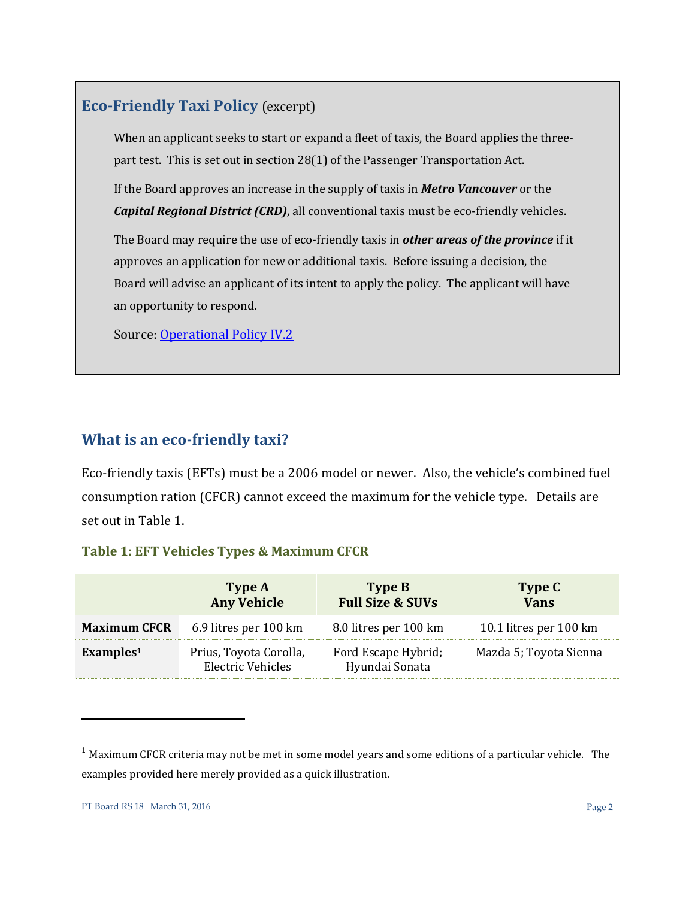### Eco-Friendly Taxi Policy (excerpt)

When an applicant seeks to start or expand a fleet of taxis, the Board applies the three-part test. This is set out in section 28(1) of the Passenger Transportation Act.

If the Board approves an increase in the supply of taxis in ***Metro Vancouver*** or the ***Capital Regional District (CRD)***, all conventional taxis must be eco-friendly vehicles.

The Board may require the use of eco-friendly taxis in ***other areas of the province*** if it approves an application for new or additional taxis. Before issuing a decision, the Board will advise an applicant of its intent to apply the policy. The applicant will have an opportunity to respond.

Source: Operational Policy IV.2

## What is an eco-friendly taxi?

Eco-friendly taxis (EFTs) must be a 2006 model or newer. Also, the vehicle's combined fuel consumption ration (CFCR) cannot exceed the maximum for the vehicle type. Details are set out in Table 1.

**Table 1: EFT Vehicles Types & Maximum CFCR**

| | Type A Any Vehicle | Type B Full Size & SUVs | Type C Vans |
|---|---|---|---|
| **Maximum CFCR** | 6.9 litres per 100 km | 8.0 litres per 100 km | 10.1 litres per 100 km |
| **Examples**[1] | Prius, Toyota Corolla, Electric Vehicles | Ford Escape Hybrid; Hyundai Sonata | Mazda 5; Toyota Sienna |

[1] Maximum CFCR criteria may not be met in some model years and some editions of a particular vehicle. The examples provided here merely provided as a quick illustration.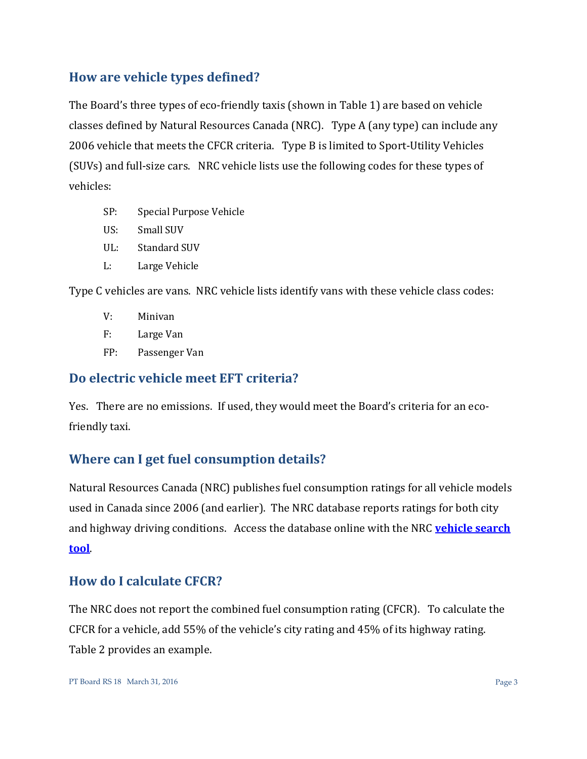## How are vehicle types defined?

The Board's three types of eco-friendly taxis (shown in Table 1) are based on vehicle classes defined by Natural Resources Canada (NRC). Type A (any type) can include any 2006 vehicle that meets the CFCR criteria. Type B is limited to Sport-Utility Vehicles (SUVs) and full-size cars. NRC vehicle lists use the following codes for these types of vehicles:

SP: Special Purpose Vehicle

US: Small SUV

UL: Standard SUV

L: Large Vehicle

Type C vehicles are vans. NRC vehicle lists identify vans with these vehicle class codes:

V: Minivan

F: Large Van

FP: Passenger Van

## Do electric vehicle meet EFT criteria?

Yes. There are no emissions. If used, they would meet the Board's criteria for an eco-friendly taxi.

## Where can I get fuel consumption details?

Natural Resources Canada (NRC) publishes fuel consumption ratings for all vehicle models used in Canada since 2006 (and earlier). The NRC database reports ratings for both city and highway driving conditions. Access the database online with the NRC **vehicle search tool**.

## How do I calculate CFCR?

The NRC does not report the combined fuel consumption rating (CFCR). To calculate the CFCR for a vehicle, add 55% of the vehicle's city rating and 45% of its highway rating. Table 2 provides an example.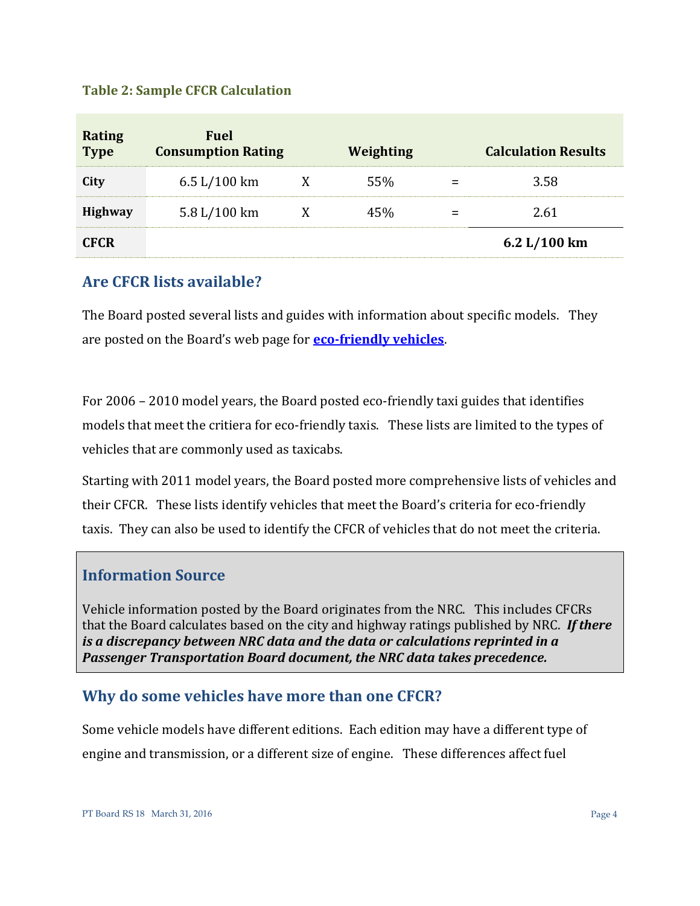**Table 2: Sample CFCR Calculation**

| Rating Type | Fuel Consumption Rating | | Weighting | | Calculation Results |
|---|---|---|---|---|---|
| **City** | 6.5 L/100 km | X | 55% | = | 3.58 |
| **Highway** | 5.8 L/100 km | X | 45% | = | 2.61 |
| **CFCR** | | | | | **6.2 L/100 km** |

## Are CFCR lists available?

The Board posted several lists and guides with information about specific models. They are posted on the Board's web page for **eco-friendly vehicles**.

For 2006 – 2010 model years, the Board posted eco-friendly taxi guides that identifies models that meet the critiera for eco-friendly taxis. These lists are limited to the types of vehicles that are commonly used as taxicabs.

Starting with 2011 model years, the Board posted more comprehensive lists of vehicles and their CFCR. These lists identify vehicles that meet the Board's criteria for eco-friendly taxis. They can also be used to identify the CFCR of vehicles that do not meet the criteria.

> ### Information Source
>
> Vehicle information posted by the Board originates from the NRC. This includes CFCRs that the Board calculates based on the city and highway ratings published by NRC. ***If there is a discrepancy between NRC data and the data or calculations reprinted in a Passenger Transportation Board document, the NRC data takes precedence.***

## Why do some vehicles have more than one CFCR?

Some vehicle models have different editions. Each edition may have a different type of engine and transmission, or a different size of engine. These differences affect fuel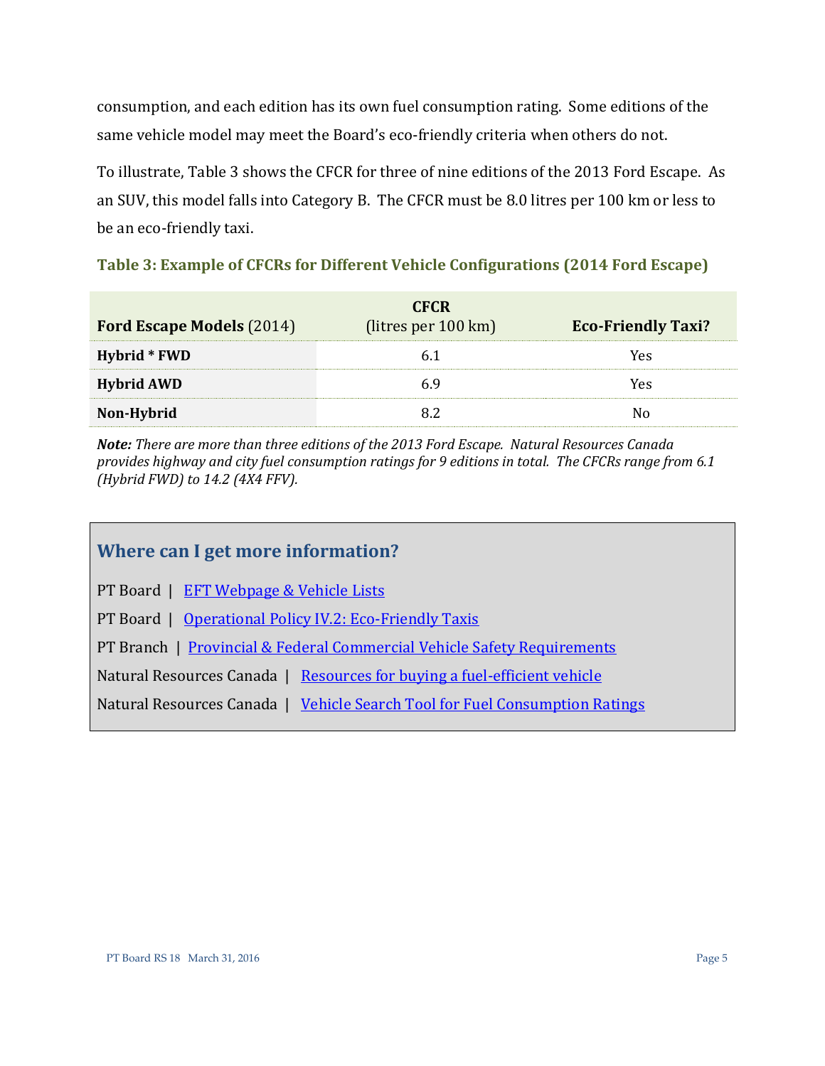consumption, and each edition has its own fuel consumption rating. Some editions of the same vehicle model may meet the Board's eco-friendly criteria when others do not.

To illustrate, Table 3 shows the CFCR for three of nine editions of the 2013 Ford Escape. As an SUV, this model falls into Category B. The CFCR must be 8.0 litres per 100 km or less to be an eco-friendly taxi.

### Table 3: Example of CFCRs for Different Vehicle Configurations (2014 Ford Escape)

| **Ford Escape Models** (2014) | **CFCR** (litres per 100 km) | **Eco-Friendly Taxi?** |
|---|---|---|
| **Hybrid * FWD** | 6.1 | Yes |
| **Hybrid AWD** | 6.9 | Yes |
| **Non-Hybrid** | 8.2 | No |

***Note:*** *There are more than three editions of the 2013 Ford Escape. Natural Resources Canada provides highway and city fuel consumption ratings for 9 editions in total. The CFCRs range from 6.1 (Hybrid FWD) to 14.2 (4X4 FFV).*

## Where can I get more information?

PT Board | EFT Webpage & Vehicle Lists

PT Board | Operational Policy IV.2: Eco-Friendly Taxis

PT Branch | Provincial & Federal Commercial Vehicle Safety Requirements

Natural Resources Canada | Resources for buying a fuel-efficient vehicle

Natural Resources Canada | Vehicle Search Tool for Fuel Consumption Ratings